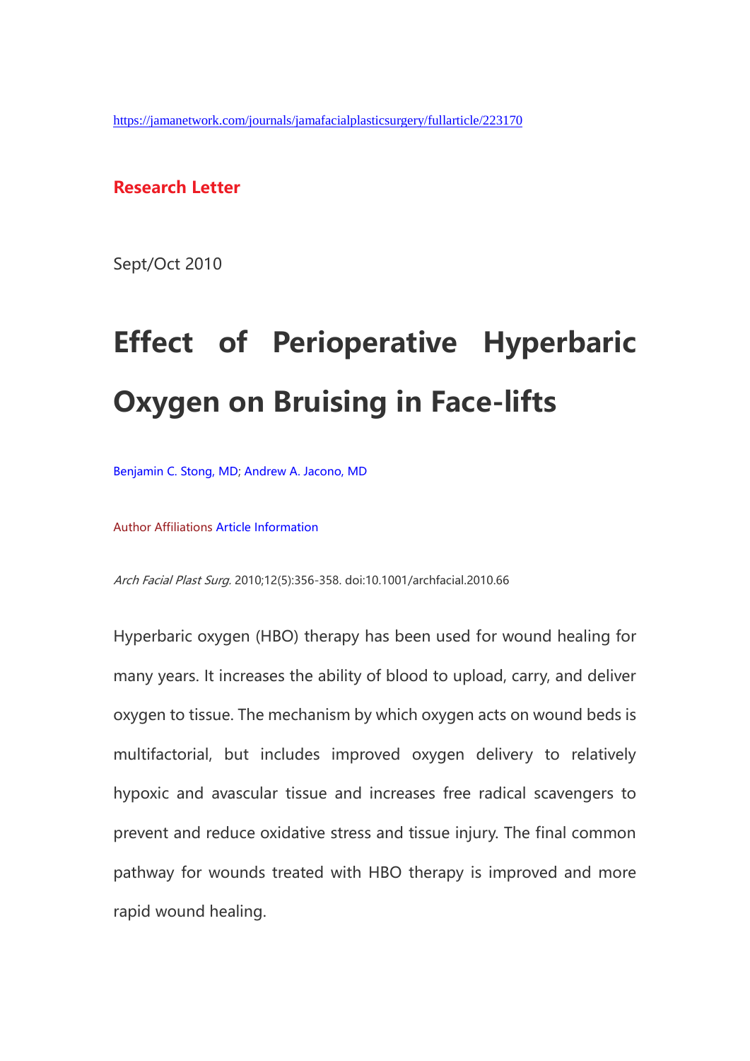https://jamanetwork.com/journals/jamafacialplasticsurgery/fullarticle/223170

**Research Letter**

Sept/Oct 2010

# Effect of Perioperative Hyperbaric Oxygen on Bruising in Face-lifts

Benjamin C. Stong, MD; Andrew A. Jacono, MD

Author Affiliations Article Information

*Arch Facial Plast Surg.* 2010;12(5):356-358. doi:10.1001/archfacial.2010.66

Hyperbaric oxygen (HBO) therapy has been used for wound healing for many years. It increases the ability of blood to upload, carry, and deliver oxygen to tissue. The mechanism by which oxygen acts on wound beds is multifactorial, but includes improved oxygen delivery to relatively hypoxic and avascular tissue and increases free radical scavengers to prevent and reduce oxidative stress and tissue injury. The final common pathway for wounds treated with HBO therapy is improved and more rapid wound healing.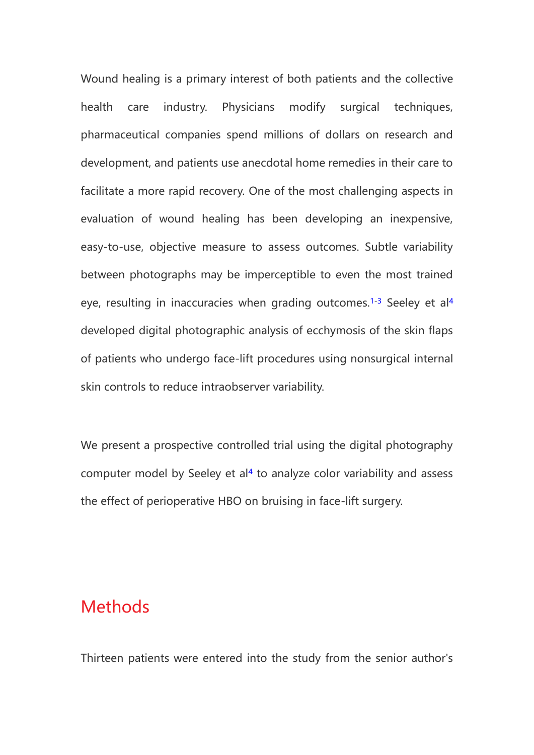Wound healing is a primary interest of both patients and the collective health care industry. Physicians modify surgical techniques, pharmaceutical companies spend millions of dollars on research and development, and patients use anecdotal home remedies in their care to facilitate a more rapid recovery. One of the most challenging aspects in evaluation of wound healing has been developing an inexpensive, easy-to-use, objective measure to assess outcomes. Subtle variability between photographs may be imperceptible to even the most trained eye, resulting in inaccuracies when grading outcomes.[1-3] Seeley et al[4] developed digital photographic analysis of ecchymosis of the skin flaps of patients who undergo face-lift procedures using nonsurgical internal skin controls to reduce intraobserver variability.

We present a prospective controlled trial using the digital photography computer model by Seeley et al[4] to analyze color variability and assess the effect of perioperative HBO on bruising in face-lift surgery.

## Methods

Thirteen patients were entered into the study from the senior author's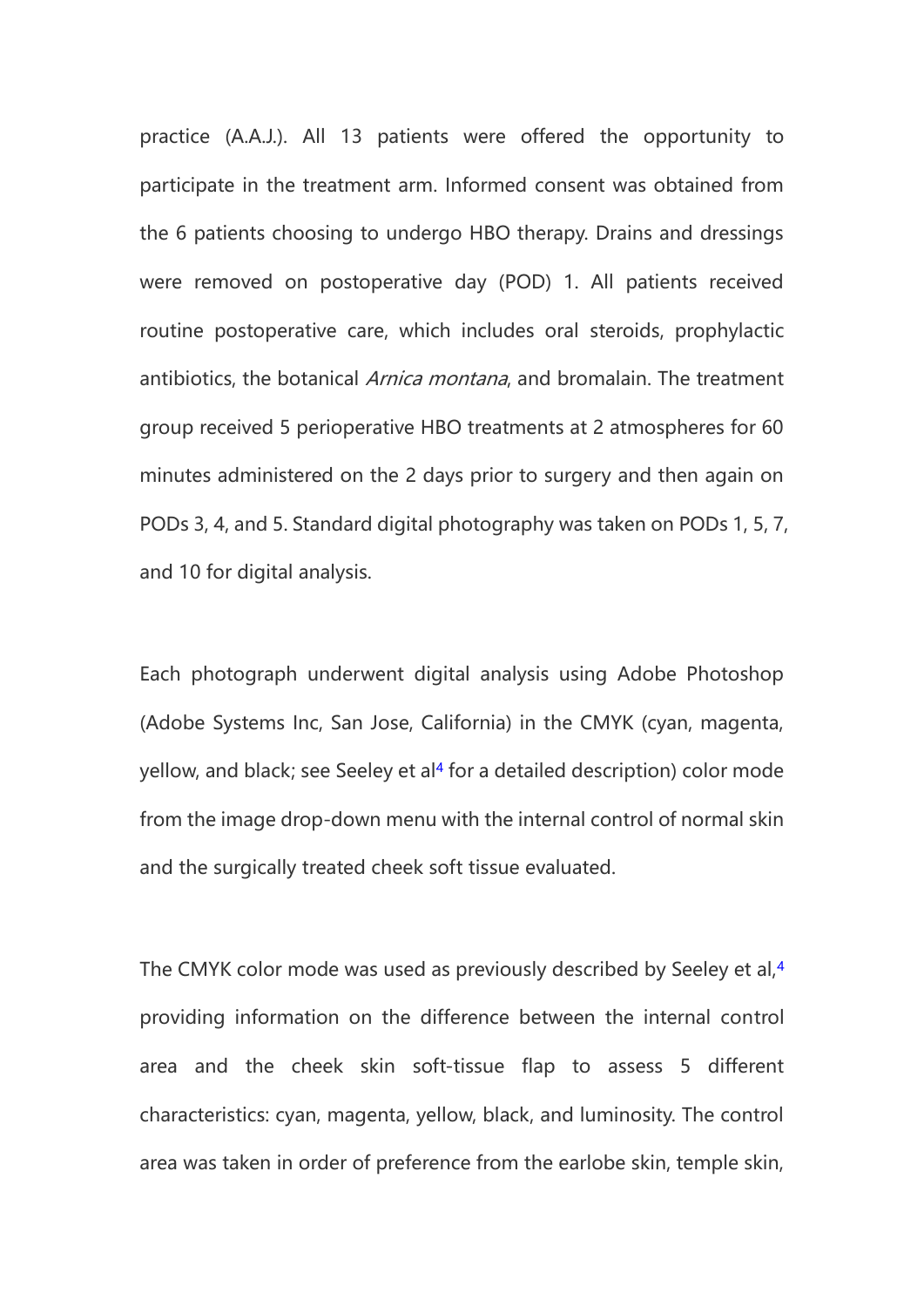practice (A.A.J.). All 13 patients were offered the opportunity to participate in the treatment arm. Informed consent was obtained from the 6 patients choosing to undergo HBO therapy. Drains and dressings were removed on postoperative day (POD) 1. All patients received routine postoperative care, which includes oral steroids, prophylactic antibiotics, the botanical *Arnica montana*, and bromalain. The treatment group received 5 perioperative HBO treatments at 2 atmospheres for 60 minutes administered on the 2 days prior to surgery and then again on PODs 3, 4, and 5. Standard digital photography was taken on PODs 1, 5, 7, and 10 for digital analysis.

Each photograph underwent digital analysis using Adobe Photoshop (Adobe Systems Inc, San Jose, California) in the CMYK (cyan, magenta, yellow, and black; see Seeley et al[4] for a detailed description) color mode from the image drop-down menu with the internal control of normal skin and the surgically treated cheek soft tissue evaluated.

The CMYK color mode was used as previously described by Seeley et al,[4] providing information on the difference between the internal control area and the cheek skin soft-tissue flap to assess 5 different characteristics: cyan, magenta, yellow, black, and luminosity. The control area was taken in order of preference from the earlobe skin, temple skin,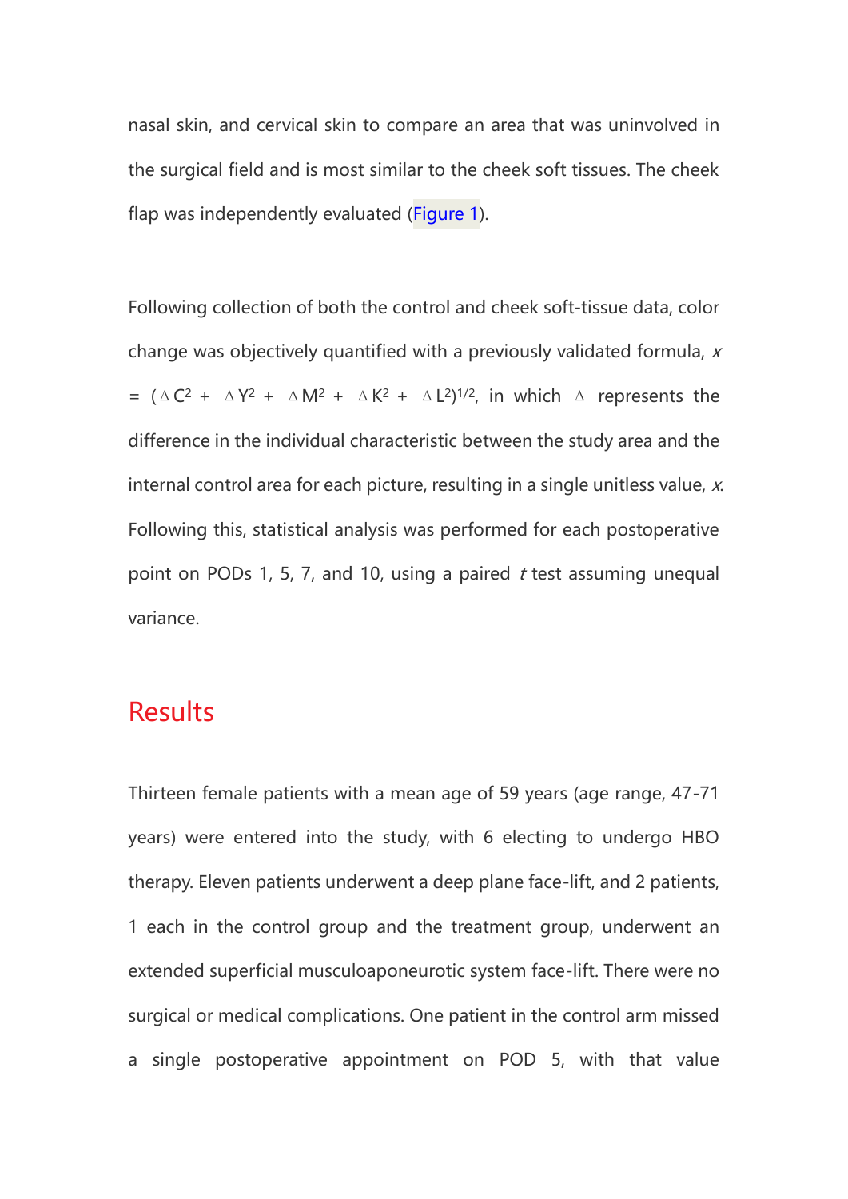nasal skin, and cervical skin to compare an area that was uninvolved in the surgical field and is most similar to the cheek soft tissues. The cheek flap was independently evaluated (Figure 1).

Following collection of both the control and cheek soft-tissue data, color change was objectively quantified with a previously validated formula, $x = (\Delta C^2 + \Delta Y^2 + \Delta M^2 + \Delta K^2 + \Delta L^2)^{1/2}$, in which $\Delta$ represents the difference in the individual characteristic between the study area and the internal control area for each picture, resulting in a single unitless value, *x*. Following this, statistical analysis was performed for each postoperative point on PODs 1, 5, 7, and 10, using a paired *t* test assuming unequal variance.

## Results

Thirteen female patients with a mean age of 59 years (age range, 47-71 years) were entered into the study, with 6 electing to undergo HBO therapy. Eleven patients underwent a deep plane face-lift, and 2 patients, 1 each in the control group and the treatment group, underwent an extended superficial musculoaponeurotic system face-lift. There were no surgical or medical complications. One patient in the control arm missed a single postoperative appointment on POD 5, with that value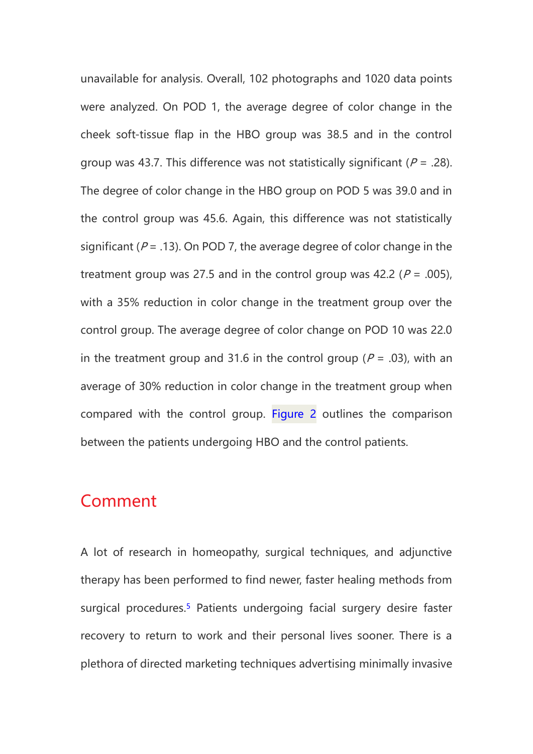unavailable for analysis. Overall, 102 photographs and 1020 data points were analyzed. On POD 1, the average degree of color change in the cheek soft-tissue flap in the HBO group was 38.5 and in the control group was 43.7. This difference was not statistically significant ($P = .28$). The degree of color change in the HBO group on POD 5 was 39.0 and in the control group was 45.6. Again, this difference was not statistically significant ($P = .13$). On POD 7, the average degree of color change in the treatment group was 27.5 and in the control group was 42.2 ($P = .005$), with a 35% reduction in color change in the treatment group over the control group. The average degree of color change on POD 10 was 22.0 in the treatment group and 31.6 in the control group ($P = .03$), with an average of 30% reduction in color change in the treatment group when compared with the control group. Figure 2 outlines the comparison between the patients undergoing HBO and the control patients.

## Comment

A lot of research in homeopathy, surgical techniques, and adjunctive therapy has been performed to find newer, faster healing methods from surgical procedures.[5] Patients undergoing facial surgery desire faster recovery to return to work and their personal lives sooner. There is a plethora of directed marketing techniques advertising minimally invasive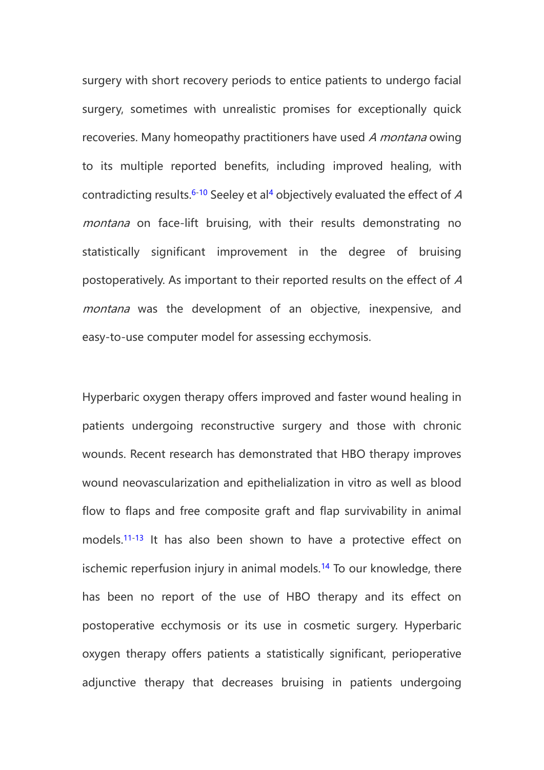surgery with short recovery periods to entice patients to undergo facial surgery, sometimes with unrealistic promises for exceptionally quick recoveries. Many homeopathy practitioners have used *A montana* owing to its multiple reported benefits, including improved healing, with contradicting results.[6-10] Seeley et al[4] objectively evaluated the effect of *A montana* on face-lift bruising, with their results demonstrating no statistically significant improvement in the degree of bruising postoperatively. As important to their reported results on the effect of *A montana* was the development of an objective, inexpensive, and easy-to-use computer model for assessing ecchymosis.

Hyperbaric oxygen therapy offers improved and faster wound healing in patients undergoing reconstructive surgery and those with chronic wounds. Recent research has demonstrated that HBO therapy improves wound neovascularization and epithelialization in vitro as well as blood flow to flaps and free composite graft and flap survivability in animal models.[11-13] It has also been shown to have a protective effect on ischemic reperfusion injury in animal models.[14] To our knowledge, there has been no report of the use of HBO therapy and its effect on postoperative ecchymosis or its use in cosmetic surgery. Hyperbaric oxygen therapy offers patients a statistically significant, perioperative adjunctive therapy that decreases bruising in patients undergoing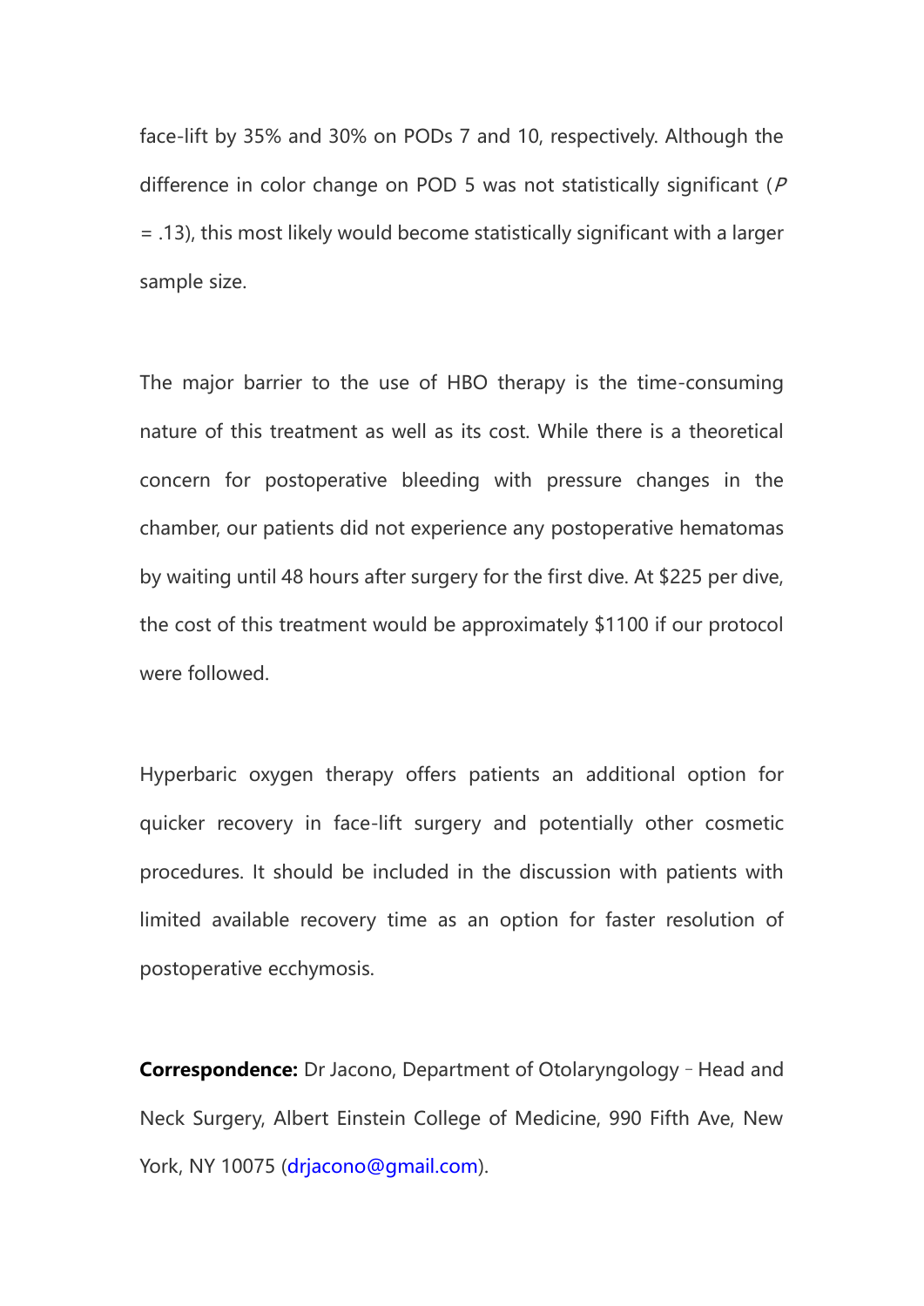face-lift by 35% and 30% on PODs 7 and 10, respectively. Although the difference in color change on POD 5 was not statistically significant (*P* = .13), this most likely would become statistically significant with a larger sample size.

The major barrier to the use of HBO therapy is the time-consuming nature of this treatment as well as its cost. While there is a theoretical concern for postoperative bleeding with pressure changes in the chamber, our patients did not experience any postoperative hematomas by waiting until 48 hours after surgery for the first dive. At $225 per dive, the cost of this treatment would be approximately $1100 if our protocol were followed.

Hyperbaric oxygen therapy offers patients an additional option for quicker recovery in face-lift surgery and potentially other cosmetic procedures. It should be included in the discussion with patients with limited available recovery time as an option for faster resolution of postoperative ecchymosis.

**Correspondence:** Dr Jacono, Department of Otolaryngology – Head and Neck Surgery, Albert Einstein College of Medicine, 990 Fifth Ave, New York, NY 10075 (drjacono@gmail.com).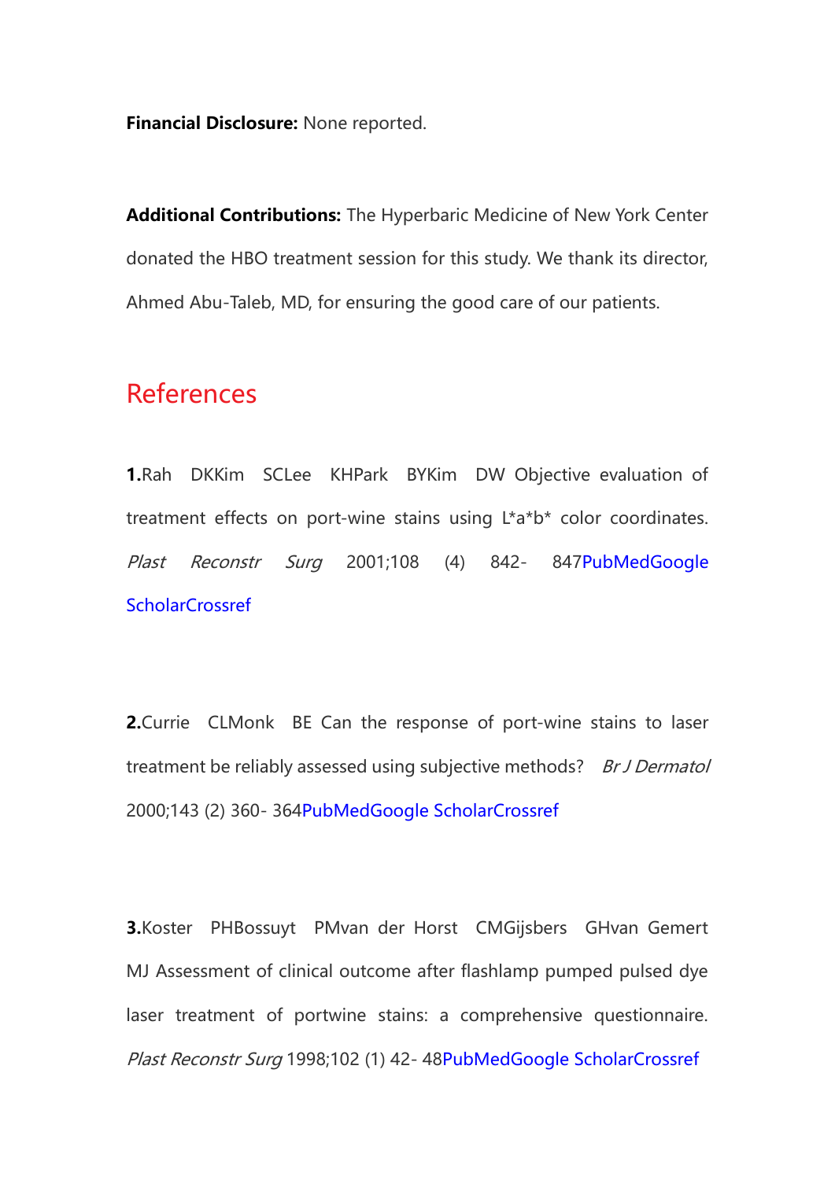**Financial Disclosure:** None reported.

**Additional Contributions:** The Hyperbaric Medicine of New York Center donated the HBO treatment session for this study. We thank its director, Ahmed Abu-Taleb, MD, for ensuring the good care of our patients.

## References

**1.**Rah DKKim SCLee KHPark BYKim DW Objective evaluation of treatment effects on port-wine stains using L*a*b* color coordinates. *Plast Reconstr Surg* 2001;108 (4) 842- 847PubMedGoogle ScholarCrossref

**2.**Currie CLMonk BE Can the response of port-wine stains to laser treatment be reliably assessed using subjective methods? *Br J Dermatol* 2000;143 (2) 360- 364PubMedGoogle ScholarCrossref

**3.**Koster PHBossuyt PMvan der Horst CMGijsbers GHvan Gemert MJ Assessment of clinical outcome after flashlamp pumped pulsed dye laser treatment of portwine stains: a comprehensive questionnaire. *Plast Reconstr Surg* 1998;102 (1) 42- 48PubMedGoogle ScholarCrossref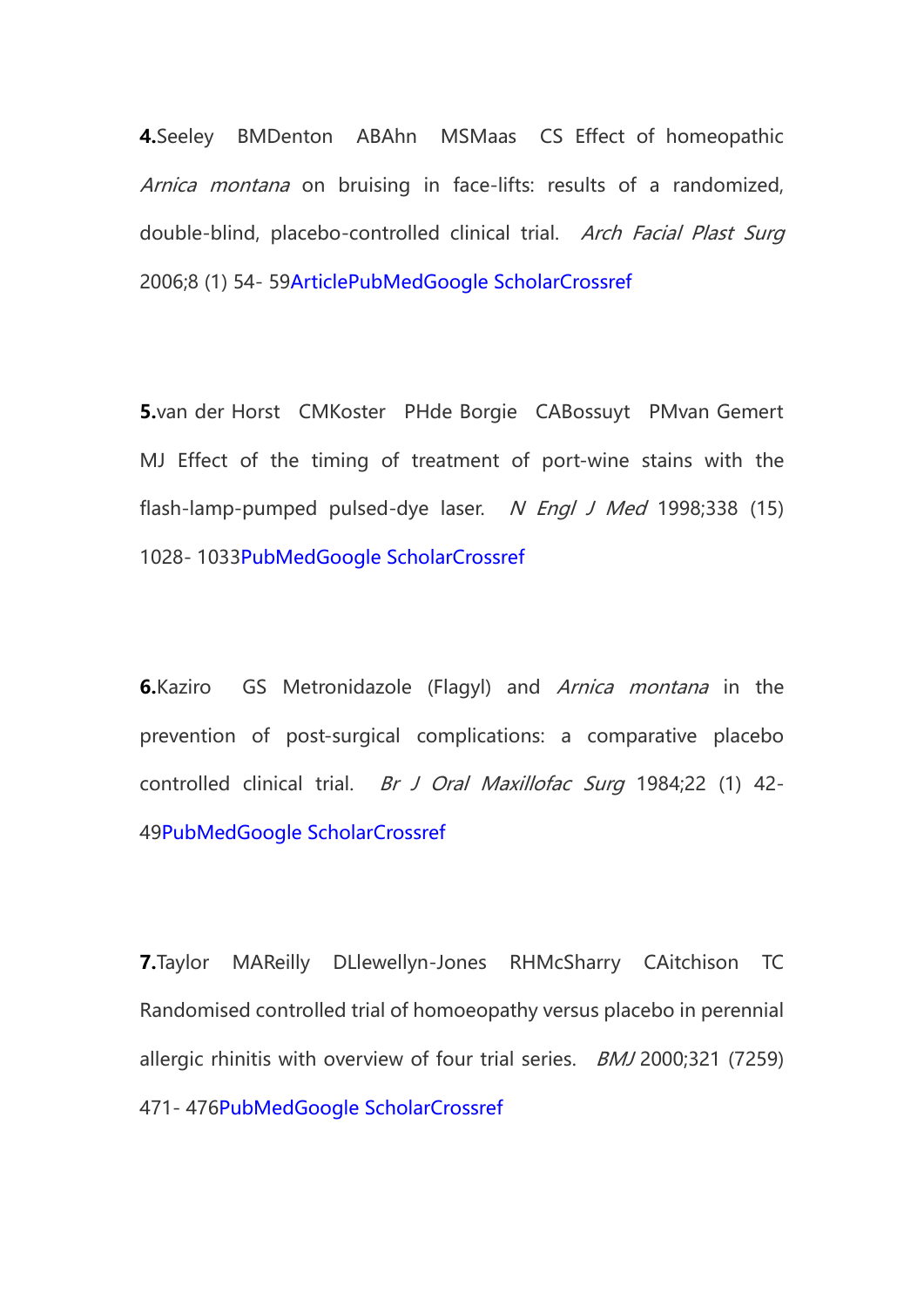**4.**Seeley BMDenton ABAhn MSMaas CS Effect of homeopathic *Arnica montana* on bruising in face-lifts: results of a randomized, double-blind, placebo-controlled clinical trial. *Arch Facial Plast Surg* 2006;8 (1) 54- 59ArticlePubMedGoogle ScholarCrossref

**5.**van der Horst CMKoster PHde Borgie CABossuyt PMvan Gemert MJ Effect of the timing of treatment of port-wine stains with the flash-lamp-pumped pulsed-dye laser. *N Engl J Med* 1998;338 (15) 1028- 1033PubMedGoogle ScholarCrossref

**6.**Kaziro GS Metronidazole (Flagyl) and *Arnica montana* in the prevention of post-surgical complications: a comparative placebo controlled clinical trial. *Br J Oral Maxillofac Surg* 1984;22 (1) 42- 49PubMedGoogle ScholarCrossref

**7.**Taylor MAReilly DLlewellyn-Jones RHMcSharry CAitchison TC Randomised controlled trial of homoeopathy versus placebo in perennial allergic rhinitis with overview of four trial series. *BMJ* 2000;321 (7259) 471- 476PubMedGoogle ScholarCrossref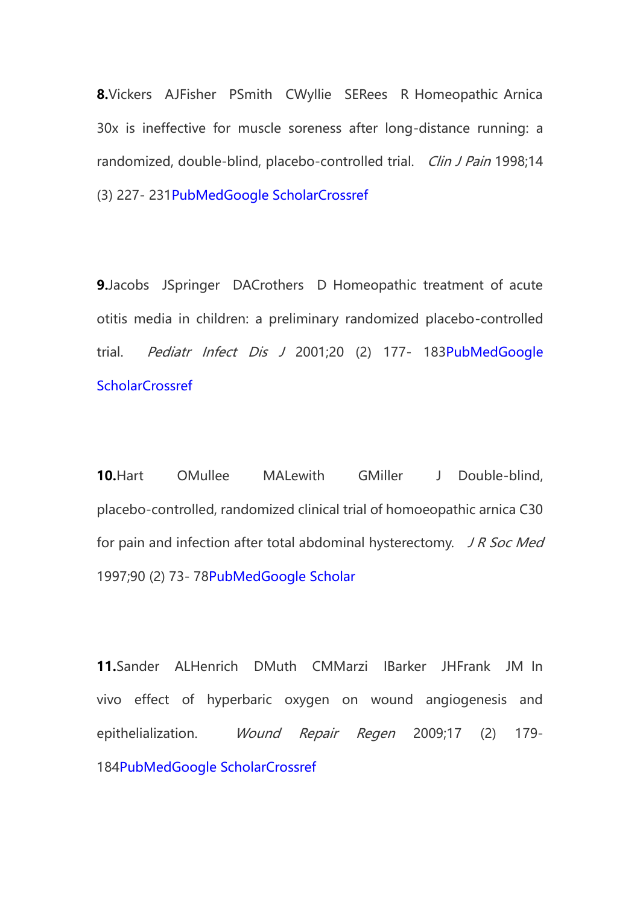**8.**Vickers AJFisher PSmith CWyllie SERees R Homeopathic Arnica 30x is ineffective for muscle soreness after long-distance running: a randomized, double-blind, placebo-controlled trial. *Clin J Pain* 1998;14 (3) 227- 231PubMedGoogle ScholarCrossref

**9.**Jacobs JSpringer DACrothers D Homeopathic treatment of acute otitis media in children: a preliminary randomized placebo-controlled trial. *Pediatr Infect Dis J* 2001;20 (2) 177- 183PubMedGoogle ScholarCrossref

**10.**Hart OMullee MALewith GMiller J Double-blind, placebo-controlled, randomized clinical trial of homoeopathic arnica C30 for pain and infection after total abdominal hysterectomy. *J R Soc Med* 1997;90 (2) 73- 78PubMedGoogle Scholar

**11.**Sander ALHenrich DMuth CMMarzi IBarker JHFrank JM In vivo effect of hyperbaric oxygen on wound angiogenesis and epithelialization. *Wound Repair Regen* 2009;17 (2) 179- 184PubMedGoogle ScholarCrossref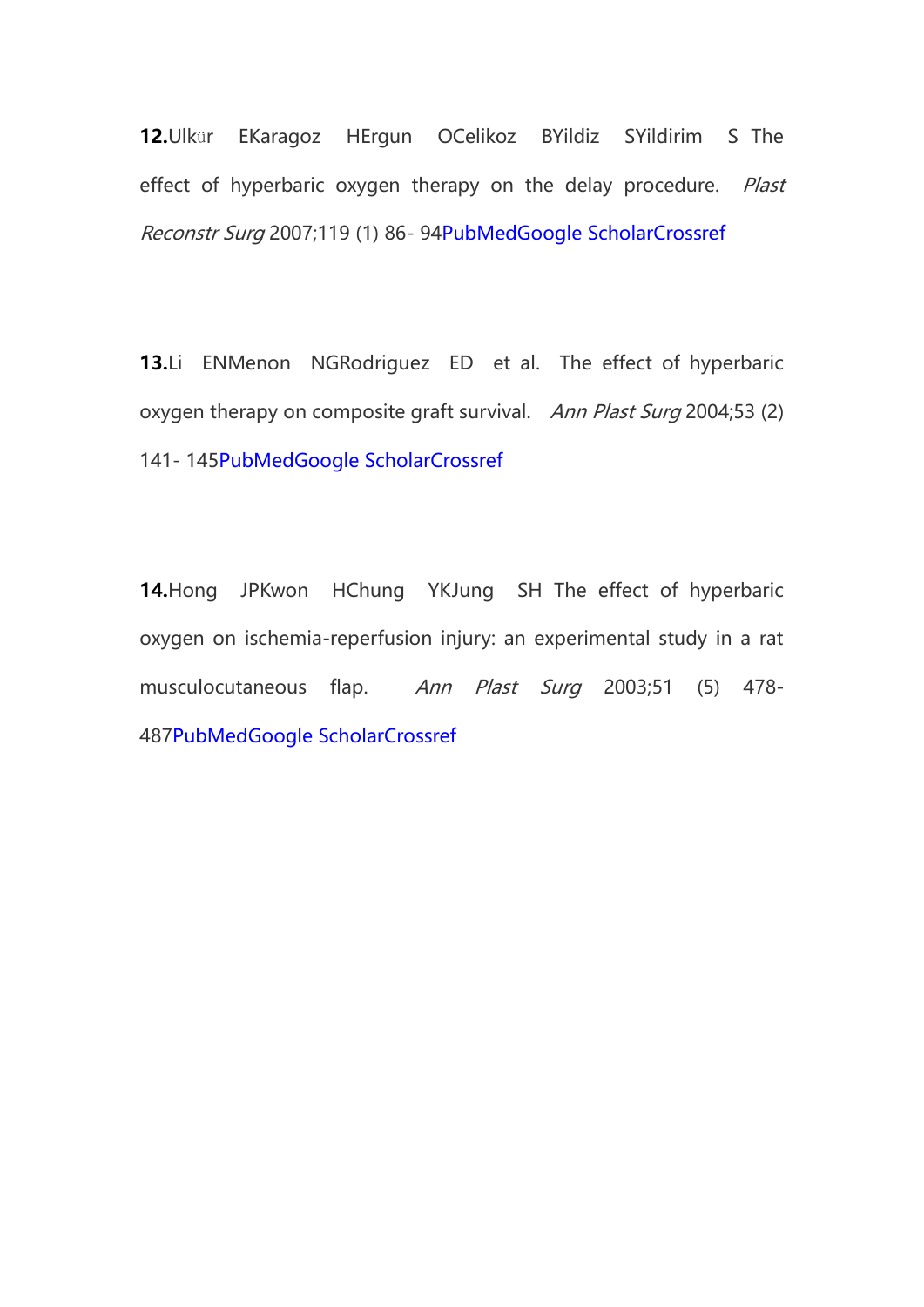**12.**Ulkür EKaragoz HErgun OCelikoz BYildiz SYildirim S The effect of hyperbaric oxygen therapy on the delay procedure. *Plast Reconstr Surg* 2007;119 (1) 86- 94PubMedGoogle ScholarCrossref

**13.**Li ENMenon NGRodriguez ED et al. The effect of hyperbaric oxygen therapy on composite graft survival. *Ann Plast Surg* 2004;53 (2) 141- 145PubMedGoogle ScholarCrossref

**14.**Hong JPKwon HChung YKJung SH The effect of hyperbaric oxygen on ischemia-reperfusion injury: an experimental study in a rat musculocutaneous flap. *Ann Plast Surg* 2003;51 (5) 478- 487PubMedGoogle ScholarCrossref